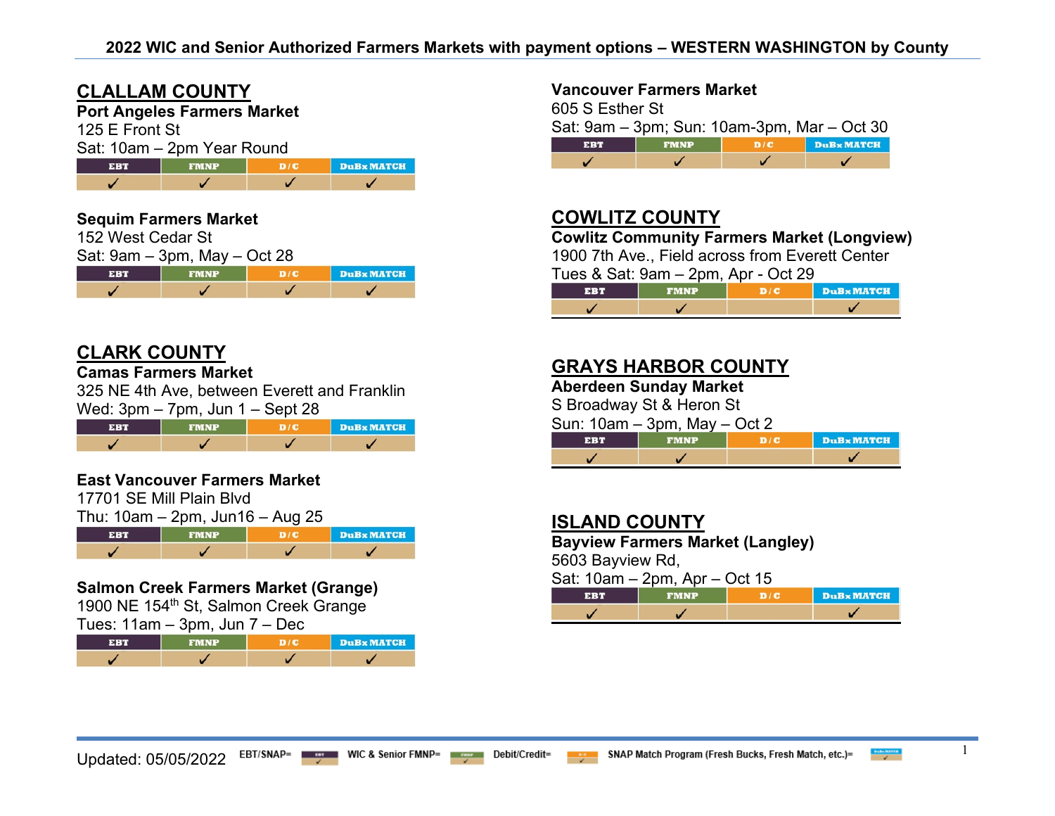# 2022 WIC and Senior Authorized Farmers Markets with payment options – WESTERN WASHINGTON by County

## CLALLAM COUNTY

**Port Angeles Farmers Market**
125 E Front St
Sat: 10am – 2pm Year Round

| EBT | FMNP | D/C | DuBx MATCH |
|---|---|---|---|
| ✓ | ✓ | ✓ | ✓ |

**Sequim Farmers Market**
152 West Cedar St
Sat: 9am – 3pm, May – Oct 28

| EBT | FMNP | D/C | DuBx MATCH |
|---|---|---|---|
| ✓ | ✓ | ✓ | ✓ |

## CLARK COUNTY

**Camas Farmers Market**
325 NE 4th Ave, between Everett and Franklin
Wed: 3pm – 7pm, Jun 1 – Sept 28

| EBT | FMNP | D/C | DuBx MATCH |
|---|---|---|---|
| ✓ | ✓ | ✓ | ✓ |

**East Vancouver Farmers Market**
17701 SE Mill Plain Blvd
Thu: 10am – 2pm, Jun16 – Aug 25

| EBT | FMNP | D/C | DuBx MATCH |
|---|---|---|---|
| ✓ | ✓ | ✓ | ✓ |

**Salmon Creek Farmers Market (Grange)**
1900 NE 154th St, Salmon Creek Grange
Tues: 11am – 3pm, Jun 7 – Dec

| EBT | FMNP | D/C | DuBx MATCH |
|---|---|---|---|
| ✓ | ✓ | ✓ | ✓ |

**Vancouver Farmers Market**
605 S Esther St
Sat: 9am – 3pm; Sun: 10am-3pm, Mar – Oct 30

| EBT | FMNP | D/C | DuBx MATCH |
|---|---|---|---|
| ✓ | ✓ | ✓ | ✓ |

## COWLITZ COUNTY

**Cowlitz Community Farmers Market (Longview)**
1900 7th Ave., Field across from Everett Center
Tues & Sat: 9am – 2pm, Apr - Oct 29

| EBT | FMNP | D/C | DuBx MATCH |
|---|---|---|---|
| ✓ | ✓ | | ✓ |

## GRAYS HARBOR COUNTY

**Aberdeen Sunday Market**
S Broadway St & Heron St
Sun: 10am – 3pm, May – Oct 2

| EBT | FMNP | D/C | DuBx MATCH |
|---|---|---|---|
| ✓ | ✓ | | ✓ |

## ISLAND COUNTY

**Bayview Farmers Market (Langley)**
5603 Bayview Rd,
Sat: 10am – 2pm, Apr – Oct 15

| EBT | FMNP | D/C | DuBx MATCH |
|---|---|---|---|
| ✓ | ✓ | | ✓ |

Updated: 05/05/2022 EBT/SNAP= EBT WIC & Senior FMNP= FMNP Debit/Credit= D/C SNAP Match Program (Fresh Bucks, Fresh Match, etc.)= DuBx MATCH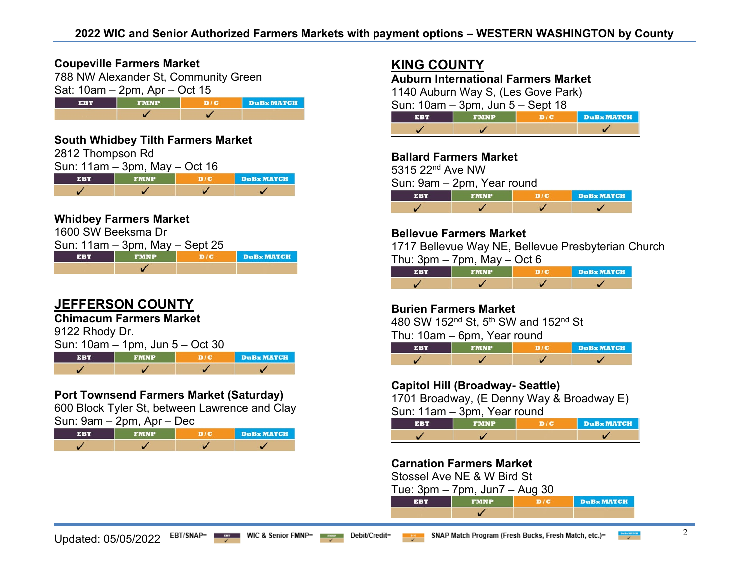## 2022 WIC and Senior Authorized Farmers Markets with payment options – WESTERN WASHINGTON by County

**Coupeville Farmers Market**
788 NW Alexander St, Community Green
Sat: 10am – 2pm, Apr – Oct 15

| EBT | FMNP | D/C | DuBx MATCH |
|---|---|---|---|
| | ✓ | ✓ | |

**South Whidbey Tilth Farmers Market**
2812 Thompson Rd
Sun: 11am – 3pm, May – Oct 16

| EBT | FMNP | D/C | DuBx MATCH |
|---|---|---|---|
| ✓ | ✓ | ✓ | ✓ |

**Whidbey Farmers Market**
1600 SW Beeksma Dr
Sun: 11am – 3pm, May – Sept 25

| EBT | FMNP | D/C | DuBx MATCH |
|---|---|---|---|
| | ✓ | | |

## JEFFERSON COUNTY

**Chimacum Farmers Market**
9122 Rhody Dr.
Sun: 10am – 1pm, Jun 5 – Oct 30

| EBT | FMNP | D/C | DuBx MATCH |
|---|---|---|---|
| ✓ | ✓ | ✓ | ✓ |

**Port Townsend Farmers Market (Saturday)**
600 Block Tyler St, between Lawrence and Clay
Sun: 9am – 2pm, Apr – Dec

| EBT | FMNP | D/C | DuBx MATCH |
|---|---|---|---|
| ✓ | ✓ | ✓ | ✓ |

## KING COUNTY

**Auburn International Farmers Market**
1140 Auburn Way S, (Les Gove Park)
Sun: 10am – 3pm, Jun 5 – Sept 18

| EBT | FMNP | D/C | DuBx MATCH |
|---|---|---|---|
| ✓ | ✓ | | ✓ |

**Ballard Farmers Market**
5315 22nd Ave NW
Sun: 9am – 2pm, Year round

| EBT | FMNP | D/C | DuBx MATCH |
|---|---|---|---|
| ✓ | ✓ | ✓ | ✓ |

**Bellevue Farmers Market**
1717 Bellevue Way NE, Bellevue Presbyterian Church
Thu: 3pm – 7pm, May – Oct 6

| EBT | FMNP | D/C | DuBx MATCH |
|---|---|---|---|
| ✓ | ✓ | ✓ | ✓ |

**Burien Farmers Market**
480 SW 152nd St, 5th SW and 152nd St
Thu: 10am – 6pm, Year round

| EBT | FMNP | D/C | DuBx MATCH |
|---|---|---|---|
| ✓ | ✓ | ✓ | ✓ |

**Capitol Hill (Broadway- Seattle)**
1701 Broadway, (E Denny Way & Broadway E)
Sun: 11am – 3pm, Year round

| EBT | FMNP | D/C | DuBx MATCH |
|---|---|---|---|
| ✓ | ✓ | | ✓ |

**Carnation Farmers Market**
Stossel Ave NE & W Bird St
Tue: 3pm – 7pm, Jun7 – Aug 30

| EBT | FMNP | D/C | DuBx MATCH |
|---|---|---|---|
| | ✓ | | |

Updated: 05/05/2022 EBT/SNAP= EBT; WIC & Senior FMNP= FMNP; Debit/Credit= D/C; SNAP Match Program (Fresh Bucks, Fresh Match, etc.)= DuBx MATCH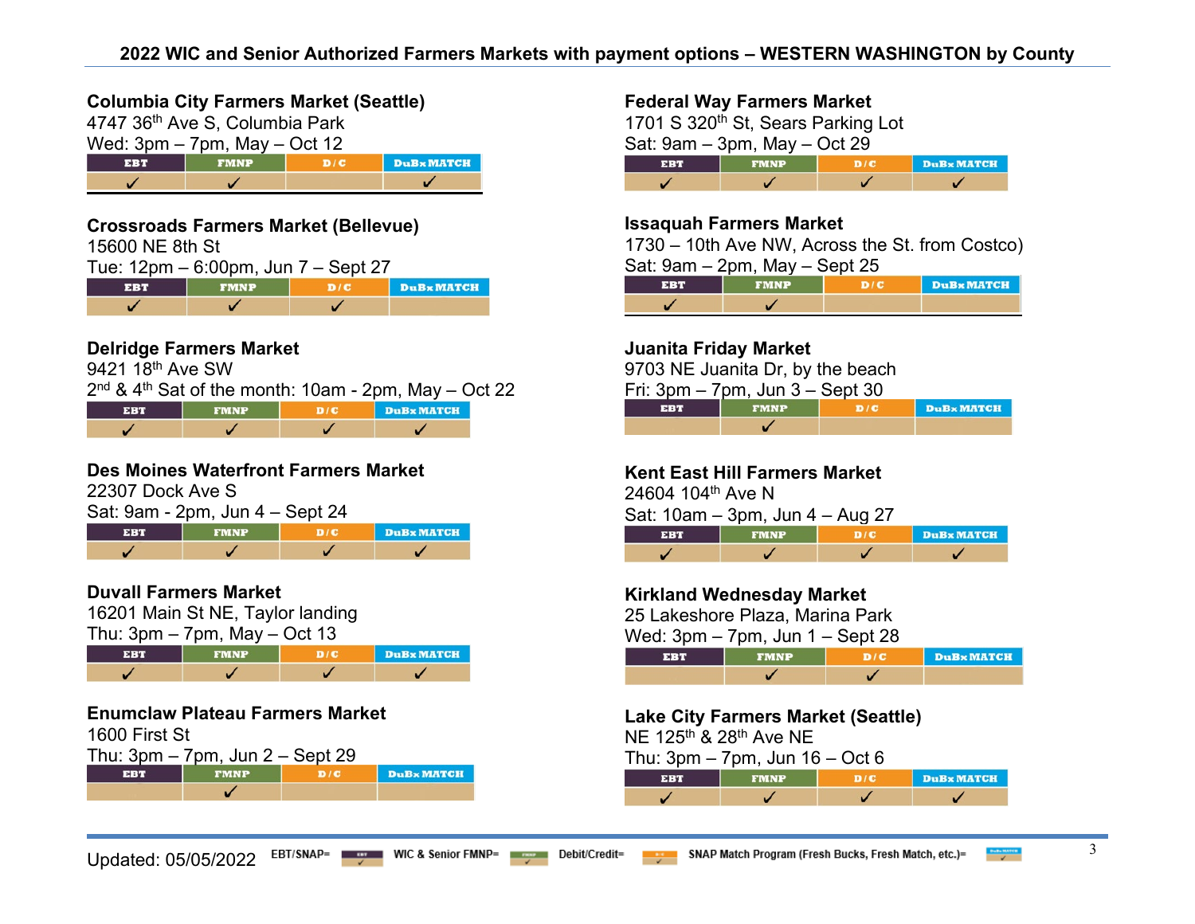## 2022 WIC and Senior Authorized Farmers Markets with payment options – WESTERN WASHINGTON by County

### Columbia City Farmers Market (Seattle)
4747 36th Ave S, Columbia Park
Wed: 3pm – 7pm, May – Oct 12

| EBT | FMNP | D/C | DuBx MATCH |
|---|---|---|---|
| ✓ | ✓ | | ✓ |

### Crossroads Farmers Market (Bellevue)
15600 NE 8th St
Tue: 12pm – 6:00pm, Jun 7 – Sept 27

| EBT | FMNP | D/C | DuBx MATCH |
|---|---|---|---|
| ✓ | ✓ | ✓ | |

### Delridge Farmers Market
9421 18th Ave SW
2nd & 4th Sat of the month: 10am - 2pm, May – Oct 22

| EBT | FMNP | D/C | DuBx MATCH |
|---|---|---|---|
| ✓ | ✓ | ✓ | ✓ |

### Des Moines Waterfront Farmers Market
22307 Dock Ave S
Sat: 9am - 2pm, Jun 4 – Sept 24

| EBT | FMNP | D/C | DuBx MATCH |
|---|---|---|---|
| ✓ | ✓ | ✓ | ✓ |

### Duvall Farmers Market
16201 Main St NE, Taylor landing
Thu: 3pm – 7pm, May – Oct 13

| EBT | FMNP | D/C | DuBx MATCH |
|---|---|---|---|
| ✓ | ✓ | ✓ | ✓ |

### Enumclaw Plateau Farmers Market
1600 First St
Thu: 3pm – 7pm, Jun 2 – Sept 29

| EBT | FMNP | D/C | DuBx MATCH |
|---|---|---|---|
| | ✓ | | |

### Federal Way Farmers Market
1701 S 320th St, Sears Parking Lot
Sat: 9am – 3pm, May – Oct 29

| EBT | FMNP | D/C | DuBx MATCH |
|---|---|---|---|
| ✓ | ✓ | ✓ | ✓ |

### Issaquah Farmers Market
1730 – 10th Ave NW, Across the St. from Costco)
Sat: 9am – 2pm, May – Sept 25

| EBT | FMNP | D/C | DuBx MATCH |
|---|---|---|---|
| ✓ | ✓ | | |

### Juanita Friday Market
9703 NE Juanita Dr, by the beach
Fri: 3pm – 7pm, Jun 3 – Sept 30

| EBT | FMNP | D/C | DuBx MATCH |
|---|---|---|---|
| | ✓ | | |

### Kent East Hill Farmers Market
24604 104th Ave N
Sat: 10am – 3pm, Jun 4 – Aug 27

| EBT | FMNP | D/C | DuBx MATCH |
|---|---|---|---|
| ✓ | ✓ | ✓ | ✓ |

### Kirkland Wednesday Market
25 Lakeshore Plaza, Marina Park
Wed: 3pm – 7pm, Jun 1 – Sept 28

| EBT | FMNP | D/C | DuBx MATCH |
|---|---|---|---|
| | ✓ | ✓ | |

### Lake City Farmers Market (Seattle)
NE 125th & 28th Ave NE
Thu: 3pm – 7pm, Jun 16 – Oct 6

| EBT | FMNP | D/C | DuBx MATCH |
|---|---|---|---|
| ✓ | ✓ | ✓ | ✓ |

Updated: 05/05/2022 EBT/SNAP= EBT WIC & Senior FMNP= FMNP Debit/Credit= D/C SNAP Match Program (Fresh Bucks, Fresh Match, etc.)= DuBx MATCH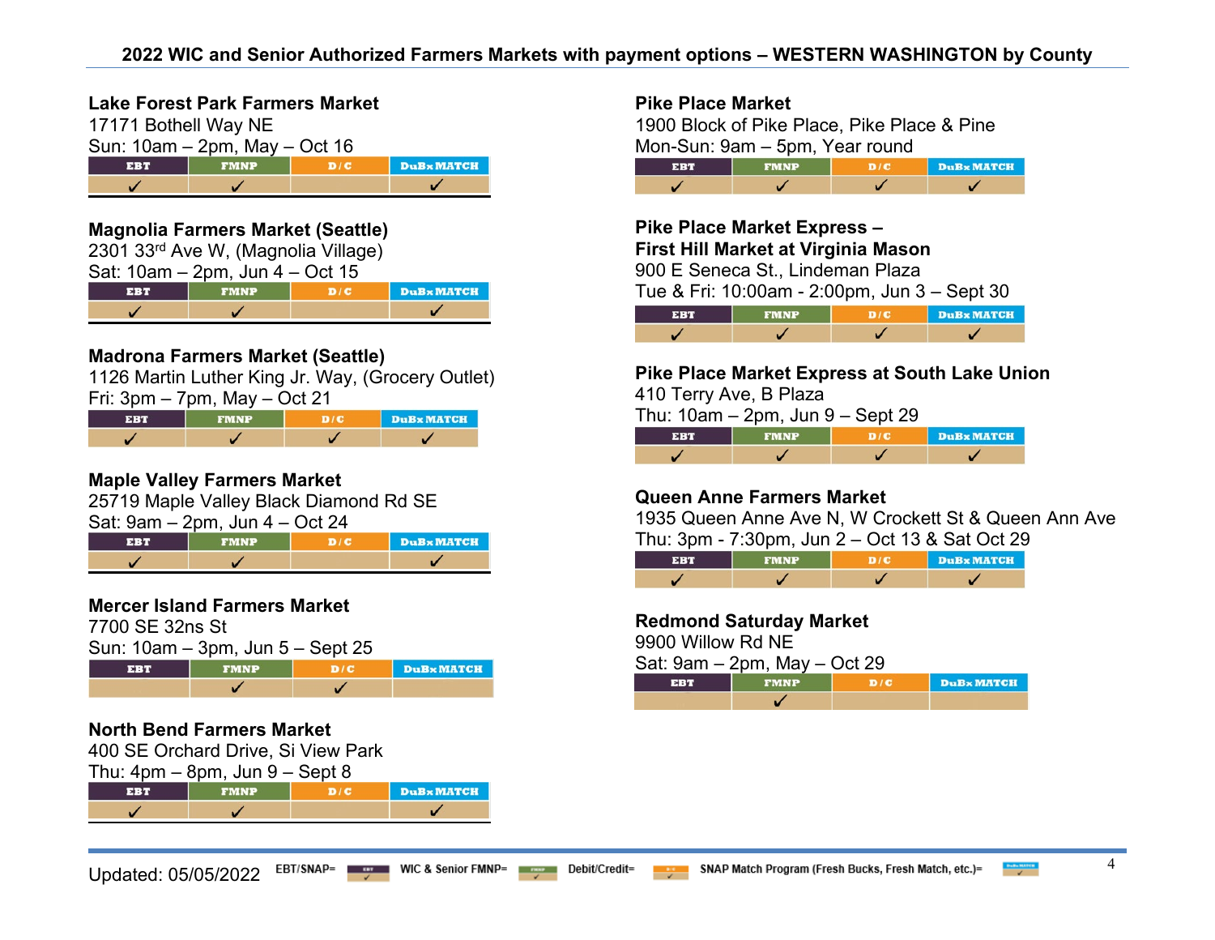## 2022 WIC and Senior Authorized Farmers Markets with payment options – WESTERN WASHINGTON by County

**Lake Forest Park Farmers Market**
17171 Bothell Way NE
Sun: 10am – 2pm, May – Oct 16

| EBT | FMNP | D / C | DuBx MATCH |
|---|---|---|---|
| ✓ | ✓ | | ✓ |

**Magnolia Farmers Market (Seattle)**
2301 33rd Ave W, (Magnolia Village)
Sat: 10am – 2pm, Jun 4 – Oct 15

| EBT | FMNP | D / C | DuBx MATCH |
|---|---|---|---|
| ✓ | ✓ | | ✓ |

**Madrona Farmers Market (Seattle)**
1126 Martin Luther King Jr. Way, (Grocery Outlet)
Fri: 3pm – 7pm, May – Oct 21

| EBT | FMNP | D / C | DuBx MATCH |
|---|---|---|---|
| ✓ | ✓ | ✓ | ✓ |

**Maple Valley Farmers Market**
25719 Maple Valley Black Diamond Rd SE
Sat: 9am – 2pm, Jun 4 – Oct 24

| EBT | FMNP | D / C | DuBx MATCH |
|---|---|---|---|
| ✓ | ✓ | | ✓ |

**Mercer Island Farmers Market**
7700 SE 32ns St
Sun: 10am – 3pm, Jun 5 – Sept 25

| EBT | FMNP | D / C | DuBx MATCH |
|---|---|---|---|
| | ✓ | ✓ | |

**North Bend Farmers Market**
400 SE Orchard Drive, Si View Park
Thu: 4pm – 8pm, Jun 9 – Sept 8

| EBT | FMNP | D / C | DuBx MATCH |
|---|---|---|---|
| ✓ | ✓ | | ✓ |

**Pike Place Market**
1900 Block of Pike Place, Pike Place & Pine
Mon-Sun: 9am – 5pm, Year round

| EBT | FMNP | D / C | DuBx MATCH |
|---|---|---|---|
| ✓ | ✓ | ✓ | ✓ |

**Pike Place Market Express –**
**First Hill Market at Virginia Mason**
900 E Seneca St., Lindeman Plaza
Tue & Fri: 10:00am - 2:00pm, Jun 3 – Sept 30

| EBT | FMNP | D / C | DuBx MATCH |
|---|---|---|---|
| ✓ | ✓ | ✓ | ✓ |

**Pike Place Market Express at South Lake Union**
410 Terry Ave, B Plaza
Thu: 10am – 2pm, Jun 9 – Sept 29

| EBT | FMNP | D / C | DuBx MATCH |
|---|---|---|---|
| ✓ | ✓ | ✓ | ✓ |

**Queen Anne Farmers Market**
1935 Queen Anne Ave N, W Crockett St & Queen Ann Ave
Thu: 3pm - 7:30pm, Jun 2 – Oct 13 & Sat Oct 29

| EBT | FMNP | D / C | DuBx MATCH |
|---|---|---|---|
| ✓ | ✓ | ✓ | ✓ |

**Redmond Saturday Market**
9900 Willow Rd NE
Sat: 9am – 2pm, May – Oct 29

| EBT | FMNP | D / C | DuBx MATCH |
|---|---|---|---|
| | ✓ | | |

Updated: 05/05/2022 EBT/SNAP= EBT | WIC & Senior FMNP= FMNP | Debit/Credit= D/C | SNAP Match Program (Fresh Bucks, Fresh Match, etc.)= DuBx MATCH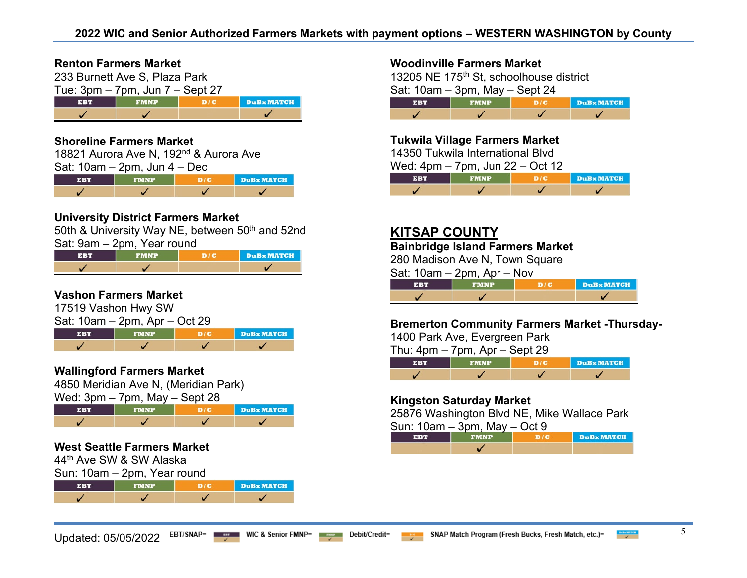**2022 WIC and Senior Authorized Farmers Markets with payment options – WESTERN WASHINGTON by County**

**Renton Farmers Market**
233 Burnett Ave S, Plaza Park
Tue: 3pm – 7pm, Jun 7 – Sept 27

| EBT | FMNP | D / C | DuBx MATCH |
|---|---|---|---|
| ✓ | ✓ | | ✓ |

**Shoreline Farmers Market**
18821 Aurora Ave N, 192nd & Aurora Ave
Sat: 10am – 2pm, Jun 4 – Dec

| EBT | FMNP | D / C | DuBx MATCH |
|---|---|---|---|
| ✓ | ✓ | ✓ | ✓ |

**University District Farmers Market**
50th & University Way NE, between 50th and 52nd
Sat: 9am – 2pm, Year round

| EBT | FMNP | D / C | DuBx MATCH |
|---|---|---|---|
| ✓ | ✓ | | ✓ |

**Vashon Farmers Market**
17519 Vashon Hwy SW
Sat: 10am – 2pm, Apr – Oct 29

| EBT | FMNP | D / C | DuBx MATCH |
|---|---|---|---|
| ✓ | ✓ | ✓ | ✓ |

**Wallingford Farmers Market**
4850 Meridian Ave N, (Meridian Park)
Wed: 3pm – 7pm, May – Sept 28

| EBT | FMNP | D / C | DuBx MATCH |
|---|---|---|---|
| ✓ | ✓ | ✓ | ✓ |

**West Seattle Farmers Market**
44th Ave SW & SW Alaska
Sun: 10am – 2pm, Year round

| EBT | FMNP | D / C | DuBx MATCH |
|---|---|---|---|
| ✓ | ✓ | ✓ | ✓ |

**Woodinville Farmers Market**
13205 NE 175th St, schoolhouse district
Sat: 10am – 3pm, May – Sept 24

| EBT | FMNP | D / C | DuBx MATCH |
|---|---|---|---|
| ✓ | ✓ | ✓ | ✓ |

**Tukwila Village Farmers Market**
14350 Tukwila International Blvd
Wed: 4pm – 7pm, Jun 22 – Oct 12

| EBT | FMNP | D / C | DuBx MATCH |
|---|---|---|---|
| ✓ | ✓ | ✓ | ✓ |

## KITSAP COUNTY

**Bainbridge Island Farmers Market**
280 Madison Ave N, Town Square
Sat: 10am – 2pm, Apr – Nov

| EBT | FMNP | D / C | DuBx MATCH |
|---|---|---|---|
| ✓ | ✓ | | ✓ |

**Bremerton Community Farmers Market -Thursday-**
1400 Park Ave, Evergreen Park
Thu: 4pm – 7pm, Apr – Sept 29

| EBT | FMNP | D / C | DuBx MATCH |
|---|---|---|---|
| ✓ | ✓ | ✓ | ✓ |

**Kingston Saturday Market**
25876 Washington Blvd NE, Mike Wallace Park
Sun: 10am – 3pm, May – Oct 9

| EBT | FMNP | D / C | DuBx MATCH |
|---|---|---|---|
| | ✓ | | |

Updated: 05/05/2022 EBT/SNAP= EBT ✓ WIC & Senior FMNP= FMNP ✓ Debit/Credit= D/C ✓ SNAP Match Program (Fresh Bucks, Fresh Match, etc.)= DuBx MATCH ✓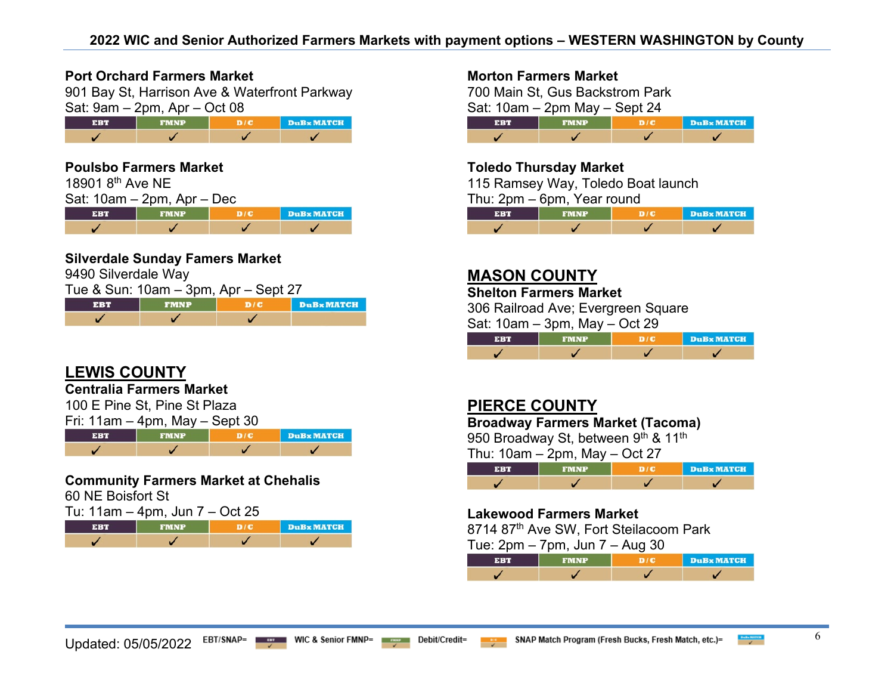## 2022 WIC and Senior Authorized Farmers Markets with payment options – WESTERN WASHINGTON by County

**Port Orchard Farmers Market**
901 Bay St, Harrison Ave & Waterfront Parkway
Sat: 9am – 2pm, Apr – Oct 08

| EBT | FMNP | D/C | DuBx MATCH |
|---|---|---|---|
| ✓ | ✓ | ✓ | ✓ |

**Poulsbo Farmers Market**
18901 8th Ave NE
Sat: 10am – 2pm, Apr – Dec

| EBT | FMNP | D/C | DuBx MATCH |
|---|---|---|---|
| ✓ | ✓ | ✓ | ✓ |

**Silverdale Sunday Famers Market**
9490 Silverdale Way
Tue & Sun: 10am – 3pm, Apr – Sept 27

| EBT | FMNP | D/C | DuBx MATCH |
|---|---|---|---|
| ✓ | ✓ | ✓ | |

## LEWIS COUNTY

**Centralia Farmers Market**
100 E Pine St, Pine St Plaza
Fri: 11am – 4pm, May – Sept 30

| EBT | FMNP | D/C | DuBx MATCH |
|---|---|---|---|
| ✓ | ✓ | ✓ | ✓ |

**Community Farmers Market at Chehalis**
60 NE Boisfort St
Tu: 11am – 4pm, Jun 7 – Oct 25

| EBT | FMNP | D/C | DuBx MATCH |
|---|---|---|---|
| ✓ | ✓ | ✓ | ✓ |

**Morton Farmers Market**
700 Main St, Gus Backstrom Park
Sat: 10am – 2pm May – Sept 24

| EBT | FMNP | D/C | DuBx MATCH |
|---|---|---|---|
| ✓ | ✓ | ✓ | ✓ |

**Toledo Thursday Market**
115 Ramsey Way, Toledo Boat launch
Thu: 2pm – 6pm, Year round

| EBT | FMNP | D/C | DuBx MATCH |
|---|---|---|---|
| ✓ | ✓ | ✓ | ✓ |

## MASON COUNTY

**Shelton Farmers Market**
306 Railroad Ave; Evergreen Square
Sat: 10am – 3pm, May – Oct 29

| EBT | FMNP | D/C | DuBx MATCH |
|---|---|---|---|
| ✓ | ✓ | ✓ | ✓ |

## PIERCE COUNTY

**Broadway Farmers Market (Tacoma)**
950 Broadway St, between 9th & 11th
Thu: 10am – 2pm, May – Oct 27

| EBT | FMNP | D/C | DuBx MATCH |
|---|---|---|---|
| ✓ | ✓ | ✓ | ✓ |

**Lakewood Farmers Market**
8714 87th Ave SW, Fort Steilacoom Park
Tue: 2pm – 7pm, Jun 7 – Aug 30

| EBT | FMNP | D/C | DuBx MATCH |
|---|---|---|---|
| ✓ | ✓ | ✓ | ✓ |

Updated: 05/05/2022 EBT/SNAP= EBT WIC & Senior FMNP= FMNP Debit/Credit= D/C SNAP Match Program (Fresh Bucks, Fresh Match, etc.)= DuBx MATCH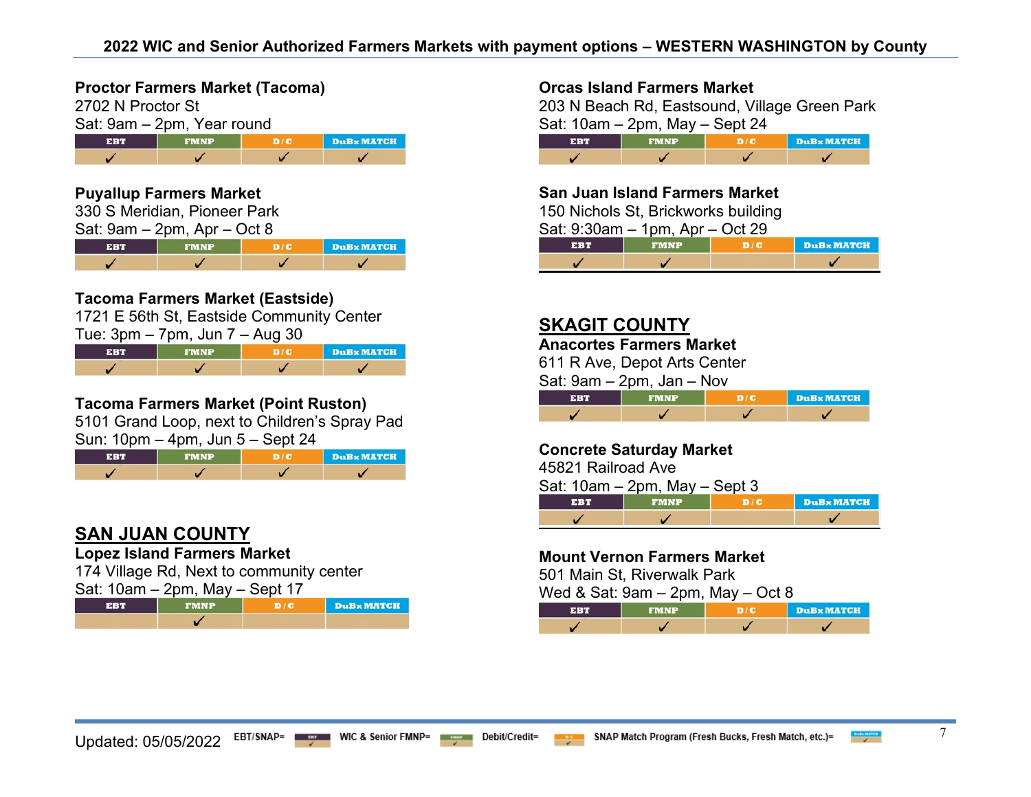# 2022 WIC and Senior Authorized Farmers Markets with payment options – WESTERN WASHINGTON by County

**Proctor Farmers Market (Tacoma)**
2702 N Proctor St
Sat: 9am – 2pm, Year round

| EBT | FMNP | D/C | DuBx MATCH |
|---|---|---|---|
| ✓ | ✓ | ✓ | ✓ |

**Puyallup Farmers Market**
330 S Meridian, Pioneer Park
Sat: 9am – 2pm, Apr – Oct 8

| EBT | FMNP | D/C | DuBx MATCH |
|---|---|---|---|
| ✓ | ✓ | ✓ | ✓ |

**Tacoma Farmers Market (Eastside)**
1721 E 56th St, Eastside Community Center
Tue: 3pm – 7pm, Jun 7 – Aug 30

| EBT | FMNP | D/C | DuBx MATCH |
|---|---|---|---|
| ✓ | ✓ | ✓ | ✓ |

**Tacoma Farmers Market (Point Ruston)**
5101 Grand Loop, next to Children's Spray Pad
Sun: 10pm – 4pm, Jun 5 – Sept 24

| EBT | FMNP | D/C | DuBx MATCH |
|---|---|---|---|
| ✓ | ✓ | ✓ | ✓ |

## SAN JUAN COUNTY

**Lopez Island Farmers Market**
174 Village Rd, Next to community center
Sat: 10am – 2pm, May – Sept 17

| EBT | FMNP | D/C | DuBx MATCH |
|---|---|---|---|
| | ✓ | | |

**Orcas Island Farmers Market**
203 N Beach Rd, Eastsound, Village Green Park
Sat: 10am – 2pm, May – Sept 24

| EBT | FMNP | D/C | DuBx MATCH |
|---|---|---|---|
| ✓ | ✓ | ✓ | ✓ |

**San Juan Island Farmers Market**
150 Nichols St, Brickworks building
Sat: 9:30am – 1pm, Apr – Oct 29

| EBT | FMNP | D/C | DuBx MATCH |
|---|---|---|---|
| ✓ | ✓ | | ✓ |

## SKAGIT COUNTY

**Anacortes Farmers Market**
611 R Ave, Depot Arts Center
Sat: 9am – 2pm, Jan – Nov

| EBT | FMNP | D/C | DuBx MATCH |
|---|---|---|---|
| ✓ | ✓ | ✓ | ✓ |

**Concrete Saturday Market**
45821 Railroad Ave
Sat: 10am – 2pm, May – Sept 3

| EBT | FMNP | D/C | DuBx MATCH |
|---|---|---|---|
| ✓ | ✓ | | ✓ |

**Mount Vernon Farmers Market**
501 Main St, Riverwalk Park
Wed & Sat: 9am – 2pm, May – Oct 8

| EBT | FMNP | D/C | DuBx MATCH |
|---|---|---|---|
| ✓ | ✓ | ✓ | ✓ |

Updated: 05/05/2022 EBT/SNAP= EBT ✓ WIC & Senior FMNP= FMNP ✓ Debit/Credit= D/C ✓ SNAP Match Program (Fresh Bucks, Fresh Match, etc.)= DuBx MATCH ✓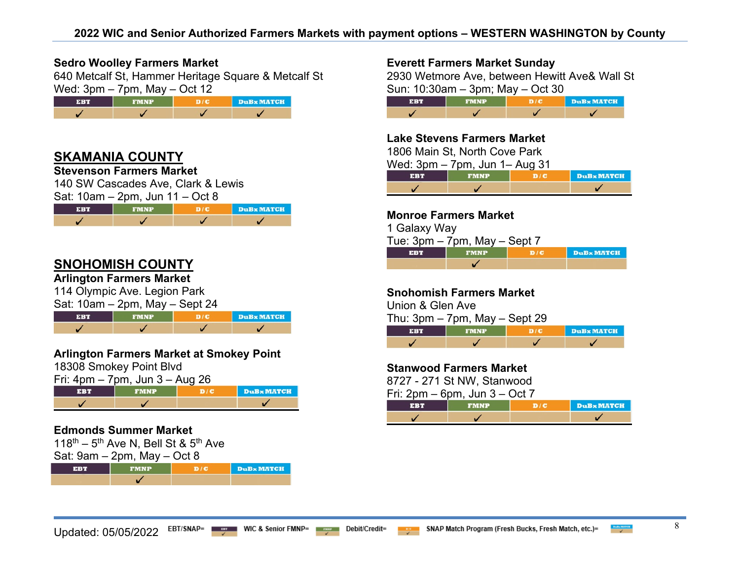# 2022 WIC and Senior Authorized Farmers Markets with payment options – WESTERN WASHINGTON by County

### Sedro Woolley Farmers Market
640 Metcalf St, Hammer Heritage Square & Metcalf St
Wed: 3pm – 7pm, May – Oct 12

| EBT | FMNP | D/C | DuBx MATCH |
|---|---|---|---|
| ✓ | ✓ | ✓ | ✓ |

## SKAMANIA COUNTY

### Stevenson Farmers Market
140 SW Cascades Ave, Clark & Lewis
Sat: 10am – 2pm, Jun 11 – Oct 8

| EBT | FMNP | D/C | DuBx MATCH |
|---|---|---|---|
| ✓ | ✓ | ✓ | ✓ |

## SNOHOMISH COUNTY

### Arlington Farmers Market
114 Olympic Ave. Legion Park
Sat: 10am – 2pm, May – Sept 24

| EBT | FMNP | D/C | DuBx MATCH |
|---|---|---|---|
| ✓ | ✓ | ✓ | ✓ |

### Arlington Farmers Market at Smokey Point
18308 Smokey Point Blvd
Fri: 4pm – 7pm, Jun 3 – Aug 26

| EBT | FMNP | D/C | DuBx MATCH |
|---|---|---|---|
| ✓ | ✓ | | ✓ |

### Edmonds Summer Market
118th – 5th Ave N, Bell St & 5th Ave
Sat: 9am – 2pm, May – Oct 8

| EBT | FMNP | D/C | DuBx MATCH |
|---|---|---|---|
| | ✓ | | |

### Everett Farmers Market Sunday
2930 Wetmore Ave, between Hewitt Ave& Wall St
Sun: 10:30am – 3pm; May – Oct 30

| EBT | FMNP | D/C | DuBx MATCH |
|---|---|---|---|
| ✓ | ✓ | ✓ | ✓ |

### Lake Stevens Farmers Market
1806 Main St, North Cove Park
Wed: 3pm – 7pm, Jun 1– Aug 31

| EBT | FMNP | D/C | DuBx MATCH |
|---|---|---|---|
| ✓ | ✓ | | ✓ |

### Monroe Farmers Market
1 Galaxy Way
Tue: 3pm – 7pm, May – Sept 7

| EBT | FMNP | D/C | DuBx MATCH |
|---|---|---|---|
| | ✓ | | |

### Snohomish Farmers Market
Union & Glen Ave
Thu: 3pm – 7pm, May – Sept 29

| EBT | FMNP | D/C | DuBx MATCH |
|---|---|---|---|
| ✓ | ✓ | ✓ | ✓ |

### Stanwood Farmers Market
8727 - 271 St NW, Stanwood
Fri: 2pm – 6pm, Jun 3 – Oct 7

| EBT | FMNP | D/C | DuBx MATCH |
|---|---|---|---|
| ✓ | ✓ | | ✓ |

Updated: 05/05/2022 EBT/SNAP= EBT; WIC & Senior FMNP= FMNP; Debit/Credit= D/C; SNAP Match Program (Fresh Bucks, Fresh Match, etc.)= DuBx MATCH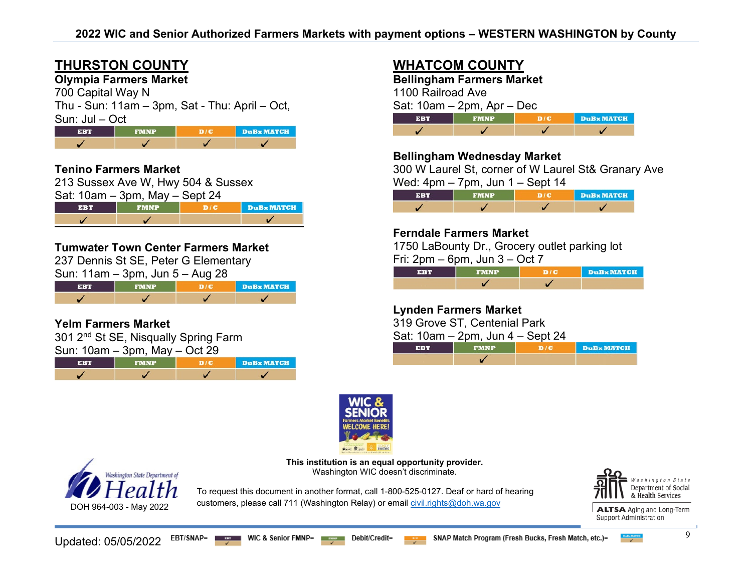**2022 WIC and Senior Authorized Farmers Markets with payment options – WESTERN WASHINGTON by County**

## THURSTON COUNTY

### Olympia Farmers Market

700 Capital Way N
Thu - Sun: 11am – 3pm, Sat - Thu: April – Oct,
Sun: Jul – Oct

| EBT | FMNP | D/C | DuBx MATCH |
|---|---|---|---|
| ✓ | ✓ | ✓ | ✓ |

### Tenino Farmers Market

213 Sussex Ave W, Hwy 504 & Sussex
Sat: 10am – 3pm, May – Sept 24

| EBT | FMNP | D/C | DuBx MATCH |
|---|---|---|---|
| ✓ | ✓ | | ✓ |

### Tumwater Town Center Farmers Market

237 Dennis St SE, Peter G Elementary
Sun: 11am – 3pm, Jun 5 – Aug 28

| EBT | FMNP | D/C | DuBx MATCH |
|---|---|---|---|
| ✓ | ✓ | ✓ | ✓ |

### Yelm Farmers Market

301 2nd St SE, Nisqually Spring Farm
Sun: 10am – 3pm, May – Oct 29

| EBT | FMNP | D/C | DuBx MATCH |
|---|---|---|---|
| ✓ | ✓ | ✓ | ✓ |

## WHATCOM COUNTY

### Bellingham Farmers Market

1100 Railroad Ave
Sat: 10am – 2pm, Apr – Dec

| EBT | FMNP | D/C | DuBx MATCH |
|---|---|---|---|
| ✓ | ✓ | ✓ | ✓ |

### Bellingham Wednesday Market

300 W Laurel St, corner of W Laurel St& Granary Ave
Wed: 4pm – 7pm, Jun 1 – Sept 14

| EBT | FMNP | D/C | DuBx MATCH |
|---|---|---|---|
| ✓ | ✓ | ✓ | ✓ |

### Ferndale Farmers Market

1750 LaBounty Dr., Grocery outlet parking lot
Fri: 2pm – 6pm, Jun 3 – Oct 7

| EBT | FMNP | D/C | DuBx MATCH |
|---|---|---|---|
| | ✓ | ✓ | |

### Lynden Farmers Market

319 Grove ST, Centenial Park
Sat: 10am – 2pm, Jun 4 – Sept 24

| EBT | FMNP | D/C | DuBx MATCH |
|---|---|---|---|
| | ✓ | | |

**This institution is an equal opportunity provider.**
Washington WIC doesn't discriminate.

To request this document in another format, call 1-800-525-0127. Deaf or hard of hearing customers, please call 711 (Washington Relay) or email civil.rights@doh.wa.gov

DOH 964-003 - May 2022

Updated: 05/05/2022 EBT/SNAP= WIC & Senior FMNP= Debit/Credit= SNAP Match Program (Fresh Bucks, Fresh Match, etc.)=